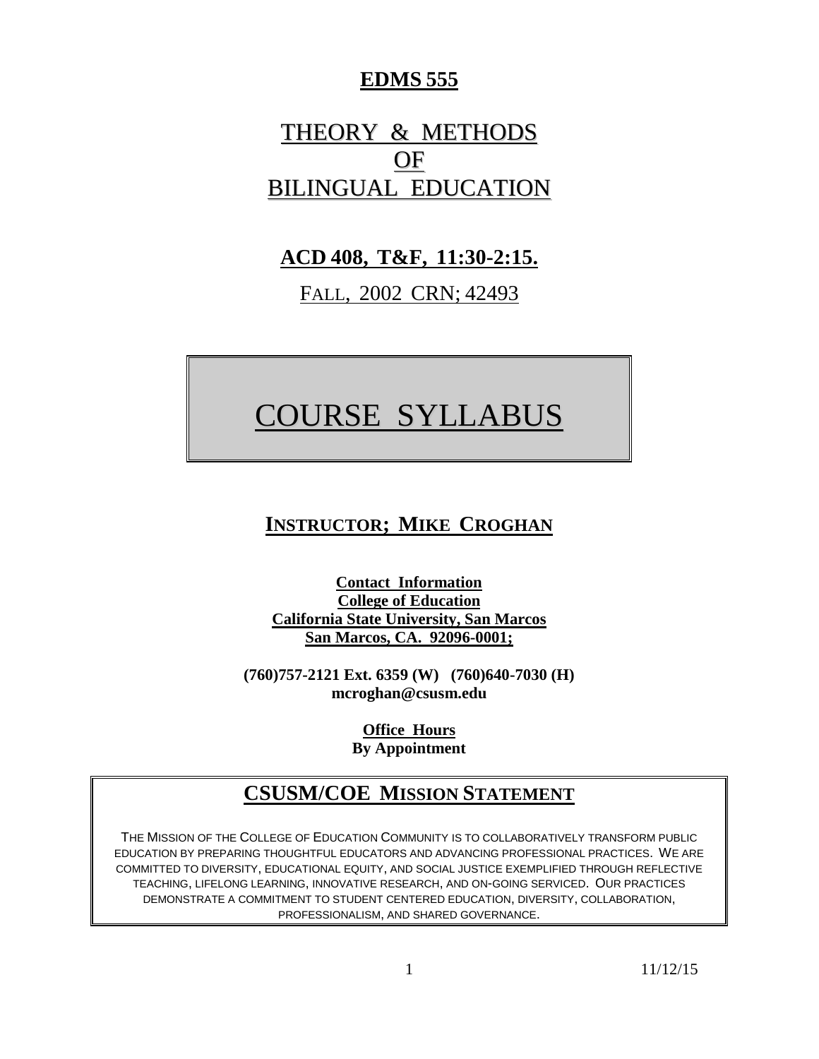# EDMS 555

# THEORY & METHODS OF BILINGUAL EDUCATION

**ACD 408, T&F, 11:30-2:15.**

FALL, 2002 CRN; 42493

# COURSE SYLLABUS

## INSTRUCTOR; MIKE CROGHAN

**Contact Information**
**College of Education**
**California State University, San Marcos**
**San Marcos, CA. 92096-0001;**

**(760)757-2121 Ext. 6359 (W) (760)640-7030 (H)**
**mcroghan@csusm.edu**

**Office Hours**
**By Appointment**

## CSUSM/COE MISSION STATEMENT

THE MISSION OF THE COLLEGE OF EDUCATION COMMUNITY IS TO COLLABORATIVELY TRANSFORM PUBLIC EDUCATION BY PREPARING THOUGHTFUL EDUCATORS AND ADVANCING PROFESSIONAL PRACTICES. WE ARE COMMITTED TO DIVERSITY, EDUCATIONAL EQUITY, AND SOCIAL JUSTICE EXEMPLIFIED THROUGH REFLECTIVE TEACHING, LIFELONG LEARNING, INNOVATIVE RESEARCH, AND ON-GOING SERVICED. OUR PRACTICES DEMONSTRATE A COMMITMENT TO STUDENT CENTERED EDUCATION, DIVERSITY, COLLABORATION, PROFESSIONALISM, AND SHARED GOVERNANCE.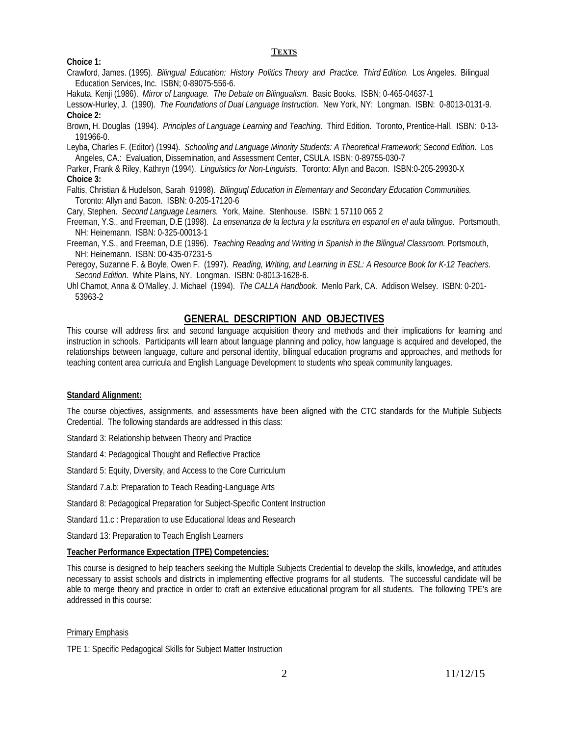## **Texts**

**Choice 1:**

Crawford, James. (1995). *Bilingual Education: History Politics Theory and Practice. Third Edition.* Los Angeles. Bilingual Education Services, Inc. ISBN; 0-89075-556-6.

Hakuta, Kenji (1986). *Mirror of Language. The Debate on Bilingualism.* Basic Books. ISBN; 0-465-04637-1

Lessow-Hurley, J. (1990). *The Foundations of Dual Language Instruction*. New York, NY: Longman. ISBN: 0-8013-0131-9.

**Choice 2:**

Brown, H. Douglas (1994). *Principles of Language Learning and Teaching.* Third Edition. Toronto, Prentice-Hall. ISBN: 0-13-191966-0.

Leyba, Charles F. (Editor) (1994). *Schooling and Language Minority Students: A Theoretical Framework; Second Edition.* Los Angeles, CA.: Evaluation, Dissemination, and Assessment Center, CSULA. ISBN: 0-89755-030-7

Parker, Frank & Riley, Kathryn (1994). *Linguistics for Non-Linguists.* Toronto: Allyn and Bacon. ISBN:0-205-29930-X

**Choice 3:**

Faltis, Christian & Hudelson, Sarah 91998). *Bilinguql Education in Elementary and Secondary Education Communities.* Toronto: Allyn and Bacon. ISBN: 0-205-17120-6

Cary, Stephen. *Second Language Learners.* York, Maine. Stenhouse. ISBN: 1 57110 065 2

Freeman, Y.S., and Freeman, D.E (1998). *La ensenanza de la lectura y la escritura en espanol en el aula bilingue.* Portsmouth, NH: Heinemann. ISBN: 0-325-00013-1

Freeman, Y.S., and Freeman, D.E (1996). *Teaching Reading and Writing in Spanish in the Bilingual Classroom.* Portsmouth, NH: Heinemann. ISBN: 00-435-07231-5

Peregoy, Suzanne F. & Boyle, Owen F. (1997). *Reading, Writing, and Learning in ESL: A Resource Book for K-12 Teachers. Second Edition.* White Plains, NY. Longman. ISBN: 0-8013-1628-6.

Uhl Chamot, Anna & O'Malley, J. Michael (1994). *The CALLA Handbook*. Menlo Park, CA. Addison Welsey. ISBN: 0-201-53963-2

## **GENERAL DESCRIPTION AND OBJECTIVES**

This course will address first and second language acquisition theory and methods and their implications for learning and instruction in schools. Participants will learn about language planning and policy, how language is acquired and developed, the relationships between language, culture and personal identity, bilingual education programs and approaches, and methods for teaching content area curricula and English Language Development to students who speak community languages.

**Standard Alignment:**

The course objectives, assignments, and assessments have been aligned with the CTC standards for the Multiple Subjects Credential. The following standards are addressed in this class:

Standard 3: Relationship between Theory and Practice

Standard 4: Pedagogical Thought and Reflective Practice

Standard 5: Equity, Diversity, and Access to the Core Curriculum

Standard 7.a.b: Preparation to Teach Reading-Language Arts

Standard 8: Pedagogical Preparation for Subject-Specific Content Instruction

Standard 11.c : Preparation to use Educational Ideas and Research

Standard 13: Preparation to Teach English Learners

**Teacher Performance Expectation (TPE) Competencies:**

This course is designed to help teachers seeking the Multiple Subjects Credential to develop the skills, knowledge, and attitudes necessary to assist schools and districts in implementing effective programs for all students. The successful candidate will be able to merge theory and practice in order to craft an extensive educational program for all students. The following TPE's are addressed in this course:

Primary Emphasis

TPE 1: Specific Pedagogical Skills for Subject Matter Instruction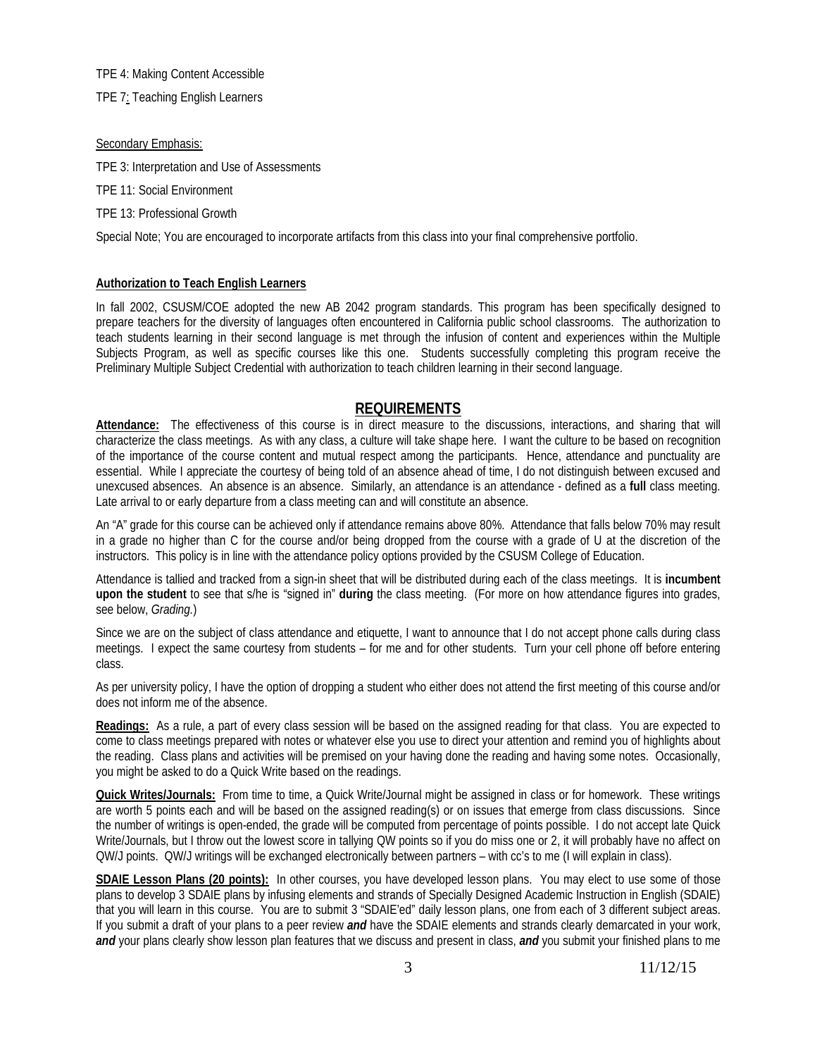TPE 4: Making Content Accessible

TPE 7: Teaching English Learners

Secondary Emphasis:

TPE 3: Interpretation and Use of Assessments

TPE 11: Social Environment

TPE 13: Professional Growth

Special Note; You are encouraged to incorporate artifacts from this class into your final comprehensive portfolio.

**Authorization to Teach English Learners**

In fall 2002, CSUSM/COE adopted the new AB 2042 program standards. This program has been specifically designed to prepare teachers for the diversity of languages often encountered in California public school classrooms. The authorization to teach students learning in their second language is met through the infusion of content and experiences within the Multiple Subjects Program, as well as specific courses like this one. Students successfully completing this program receive the Preliminary Multiple Subject Credential with authorization to teach children learning in their second language.

## REQUIREMENTS

**Attendance:** The effectiveness of this course is in direct measure to the discussions, interactions, and sharing that will characterize the class meetings. As with any class, a culture will take shape here. I want the culture to be based on recognition of the importance of the course content and mutual respect among the participants. Hence, attendance and punctuality are essential. While I appreciate the courtesy of being told of an absence ahead of time, I do not distinguish between excused and unexcused absences. An absence is an absence. Similarly, an attendance is an attendance - defined as a **full** class meeting. Late arrival to or early departure from a class meeting can and will constitute an absence.

An "A" grade for this course can be achieved only if attendance remains above 80%. Attendance that falls below 70% may result in a grade no higher than C for the course and/or being dropped from the course with a grade of U at the discretion of the instructors. This policy is in line with the attendance policy options provided by the CSUSM College of Education.

Attendance is tallied and tracked from a sign-in sheet that will be distributed during each of the class meetings. It is **incumbent upon the student** to see that s/he is "signed in" **during** the class meeting. (For more on how attendance figures into grades, see below, *Grading.*)

Since we are on the subject of class attendance and etiquette, I want to announce that I do not accept phone calls during class meetings. I expect the same courtesy from students – for me and for other students. Turn your cell phone off before entering class.

As per university policy, I have the option of dropping a student who either does not attend the first meeting of this course and/or does not inform me of the absence.

**Readings:** As a rule, a part of every class session will be based on the assigned reading for that class. You are expected to come to class meetings prepared with notes or whatever else you use to direct your attention and remind you of highlights about the reading. Class plans and activities will be premised on your having done the reading and having some notes. Occasionally, you might be asked to do a Quick Write based on the readings.

**Quick Writes/Journals:** From time to time, a Quick Write/Journal might be assigned in class or for homework. These writings are worth 5 points each and will be based on the assigned reading(s) or on issues that emerge from class discussions. Since the number of writings is open-ended, the grade will be computed from percentage of points possible. I do not accept late Quick Write/Journals, but I throw out the lowest score in tallying QW points so if you do miss one or 2, it will probably have no affect on QW/J points. QW/J writings will be exchanged electronically between partners – with cc's to me (I will explain in class).

**SDAIE Lesson Plans (20 points):** In other courses, you have developed lesson plans. You may elect to use some of those plans to develop 3 SDAIE plans by infusing elements and strands of Specially Designed Academic Instruction in English (SDAIE) that you will learn in this course. You are to submit 3 "SDAIE'ed" daily lesson plans, one from each of 3 different subject areas. If you submit a draft of your plans to a peer review ***and*** have the SDAIE elements and strands clearly demarcated in your work, ***and*** your plans clearly show lesson plan features that we discuss and present in class, ***and*** you submit your finished plans to me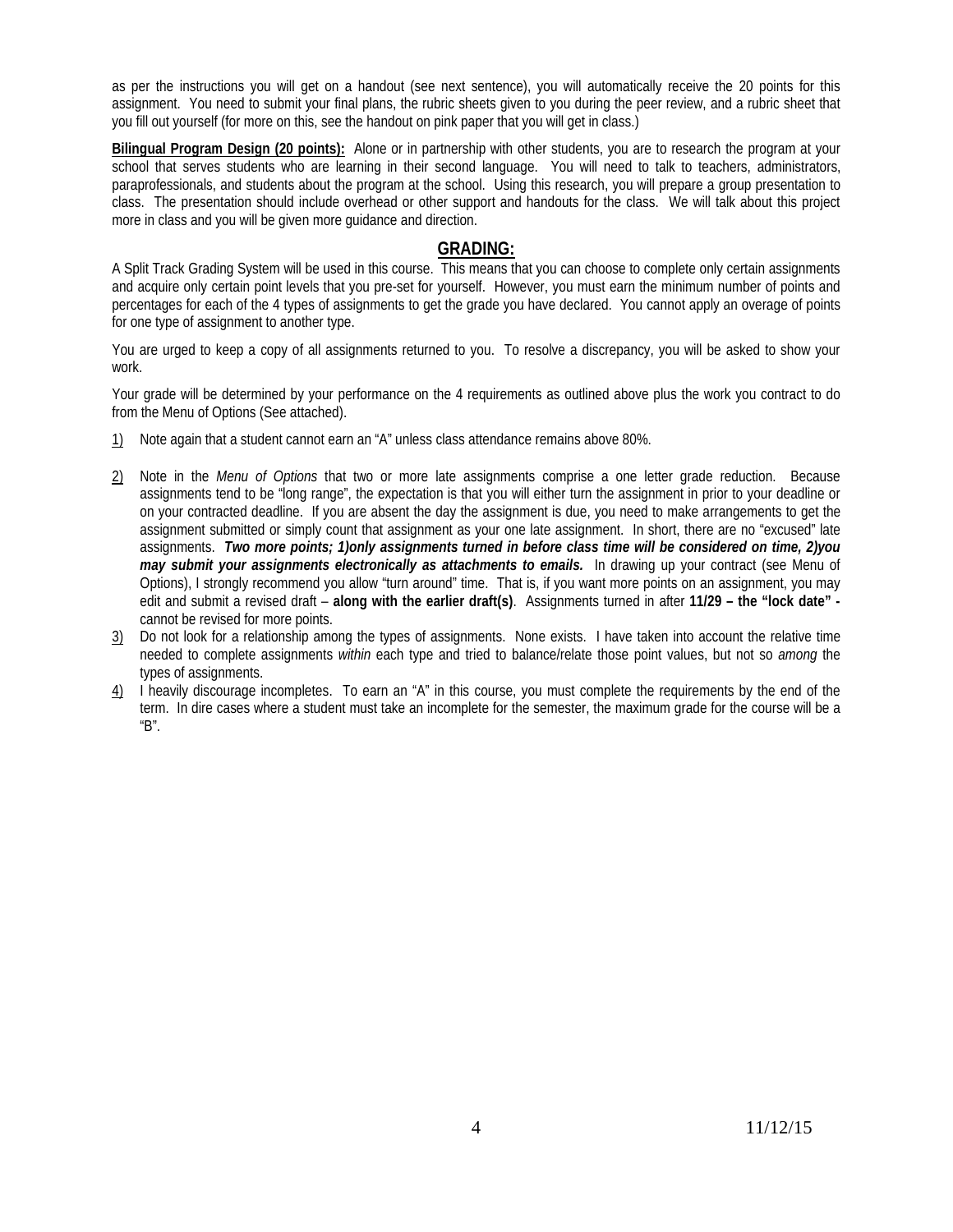as per the instructions you will get on a handout (see next sentence), you will automatically receive the 20 points for this assignment. You need to submit your final plans, the rubric sheets given to you during the peer review, and a rubric sheet that you fill out yourself (for more on this, see the handout on pink paper that you will get in class.)

**Bilingual Program Design (20 points):** Alone or in partnership with other students, you are to research the program at your school that serves students who are learning in their second language. You will need to talk to teachers, administrators, paraprofessionals, and students about the program at the school. Using this research, you will prepare a group presentation to class. The presentation should include overhead or other support and handouts for the class. We will talk about this project more in class and you will be given more guidance and direction.

## GRADING:

A Split Track Grading System will be used in this course. This means that you can choose to complete only certain assignments and acquire only certain point levels that you pre-set for yourself. However, you must earn the minimum number of points and percentages for each of the 4 types of assignments to get the grade you have declared. You cannot apply an overage of points for one type of assignment to another type.

You are urged to keep a copy of all assignments returned to you. To resolve a discrepancy, you will be asked to show your work.

Your grade will be determined by your performance on the 4 requirements as outlined above plus the work you contract to do from the Menu of Options (See attached).

1) Note again that a student cannot earn an "A" unless class attendance remains above 80%.

2) Note in the *Menu of Options* that two or more late assignments comprise a one letter grade reduction. Because assignments tend to be "long range", the expectation is that you will either turn the assignment in prior to your deadline or on your contracted deadline. If you are absent the day the assignment is due, you need to make arrangements to get the assignment submitted or simply count that assignment as your one late assignment. In short, there are no "excused" late assignments. ***Two more points; 1)only assignments turned in before class time will be considered on time, 2)you may submit your assignments electronically as attachments to emails.*** In drawing up your contract (see Menu of Options), I strongly recommend you allow "turn around" time. That is, if you want more points on an assignment, you may edit and submit a revised draft – **along with the earlier draft(s)**. Assignments turned in after **11/29 – the "lock date" -** cannot be revised for more points.
3) Do not look for a relationship among the types of assignments. None exists. I have taken into account the relative time needed to complete assignments *within* each type and tried to balance/relate those point values, but not so *among* the types of assignments.
4) I heavily discourage incompletes. To earn an "A" in this course, you must complete the requirements by the end of the term. In dire cases where a student must take an incomplete for the semester, the maximum grade for the course will be a "B".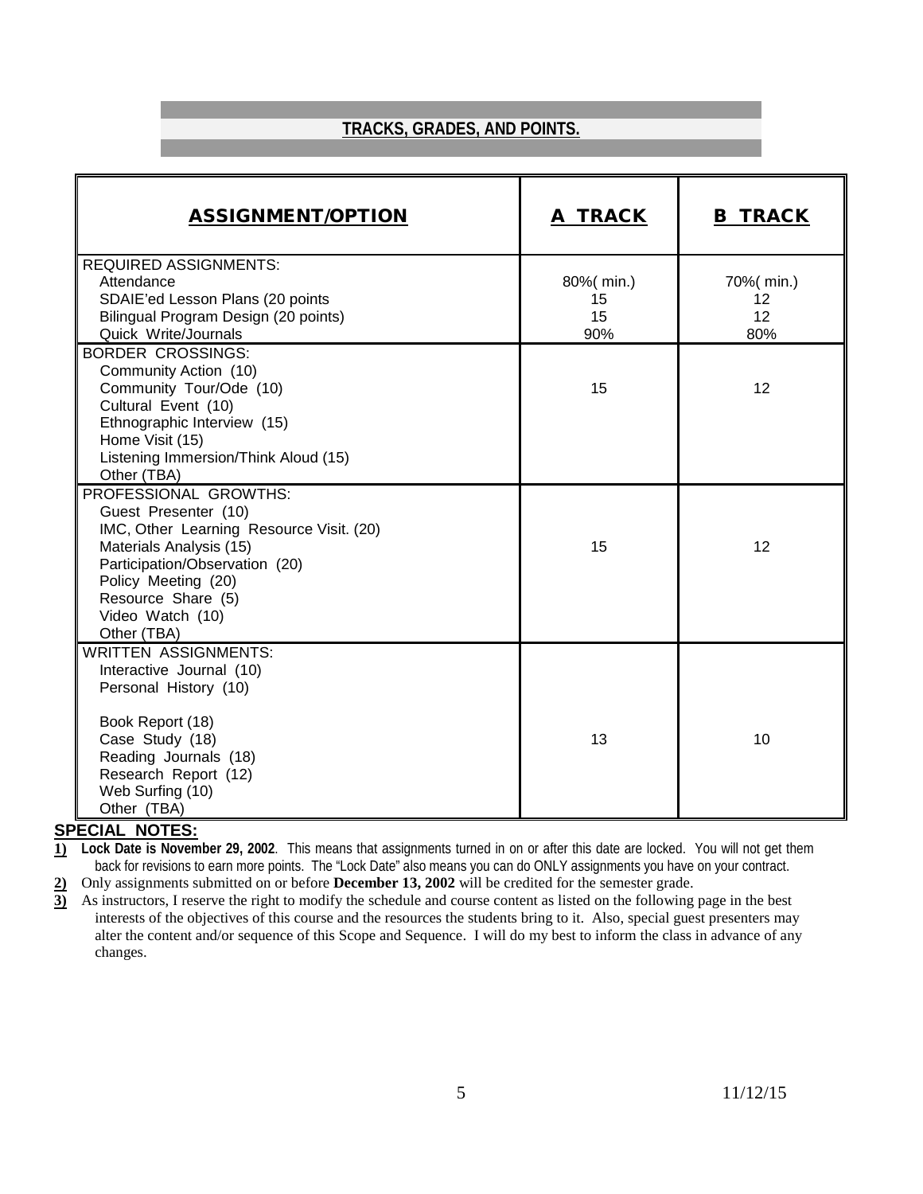## TRACKS, GRADES, AND POINTS.

| ASSIGNMENT/OPTION | A TRACK | B TRACK |
|---|---|---|
| REQUIRED ASSIGNMENTS:<br>Attendance<br>SDAIE'ed Lesson Plans (20 points<br>Bilingual Program Design (20 points)<br>Quick Write/Journals | <br>80%( min.)<br>15<br>15<br>90% | <br>70%( min.)<br>12<br>12<br>80% |
| BORDER CROSSINGS:<br>Community Action (10)<br>Community Tour/Ode (10)<br>Cultural Event (10)<br>Ethnographic Interview (15)<br>Home Visit (15)<br>Listening Immersion/Think Aloud (15)<br>Other (TBA) | 15 | 12 |
| PROFESSIONAL GROWTHS:<br>Guest Presenter (10)<br>IMC, Other Learning Resource Visit. (20)<br>Materials Analysis (15)<br>Participation/Observation (20)<br>Policy Meeting (20)<br>Resource Share (5)<br>Video Watch (10)<br>Other (TBA) | 15 | 12 |
| WRITTEN ASSIGNMENTS:<br>Interactive Journal (10)<br>Personal History (10)<br><br>Book Report (18)<br>Case Study (18)<br>Reading Journals (18)<br>Research Report (12)<br>Web Surfing (10)<br>Other (TBA) | 13 | 10 |

**SPECIAL NOTES:**

1) **Lock Date is November 29, 2002**. This means that assignments turned in on or after this date are locked. You will not get them back for revisions to earn more points. The "Lock Date" also means you can do ONLY assignments you have on your contract.
2) Only assignments submitted on or before **December 13, 2002** will be credited for the semester grade.
3) As instructors, I reserve the right to modify the schedule and course content as listed on the following page in the best interests of the objectives of this course and the resources the students bring to it. Also, special guest presenters may alter the content and/or sequence of this Scope and Sequence. I will do my best to inform the class in advance of any changes.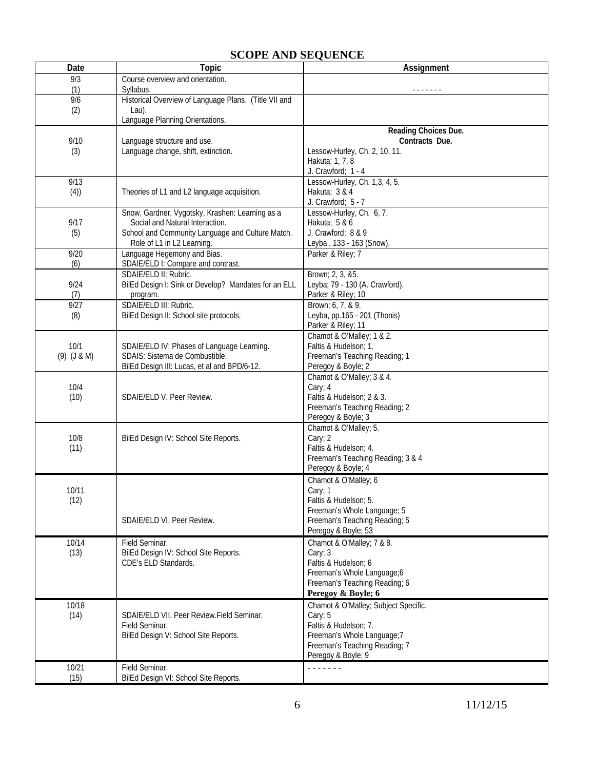# SCOPE AND SEQUENCE

| Date | Topic | Assignment |
|---|---|---|
| 9/3 (1) | Course overview and orientation. Syllabus. | - - - - - - - |
| 9/6 (2) | Historical Overview of Language Plans. (Title VII and Lau). Language Planning Orientations. | |
| 9/10 (3) | Language structure and use. Language change, shift, extinction. | **Reading Choices Due.** **Contracts Due.** Lessow-Hurley, Ch. 2, 10, 11. Hakuta; 1, 7, 8 J. Crawford; 1 - 4 |
| 9/13 (4)) | Theories of L1 and L2 language acquisition. | Lessow-Hurley, Ch. 1,3, 4, 5. Hakuta; 3 & 4 J. Crawford; 5 - 7 |
| 9/17 (5) | Snow, Gardner, Vygotsky, Krashen: Learning as a Social and Natural Interaction. School and Community Language and Culture Match. Role of L1 in L2 Learning. | Lessow-Hurley, Ch. 6, 7. Hakuta; 5 & 6 J. Crawford; 8 & 9 Leyba , 133 - 163 (Snow). |
| 9/20 (6) | Language Hegemony and Bias. SDAIE/ELD I: Compare and contrast. | Parker & Riley; 7 |
| 9/24 (7) | SDAIE/ELD II: Rubric. BilEd Design I: Sink or Develop? Mandates for an ELL program. | Brown; 2, 3, &5. Leyba; 79 - 130 (A. Crawford). Parker & Riley; 10 |
| 9/27 (8) | SDAIE/ELD III: Rubric. BilEd Design II: School site protocols. | Brown; 6, 7, & 9. Leyba, pp.165 - 201 (Thonis) Parker & Riley; 11 |
| 10/1 (9) (J & M) | SDAIE/ELD IV: Phases of Language Learning. SDAIS: Sistema de Combustible. BilEd Design III: Lucas, et al and BPD/6-12. | Chamot & O'Malley; 1 & 2. Faltis & Hudelson; 1. Freeman's Teaching Reading; 1 Peregoy & Boyle; 2 |
| 10/4 (10) | SDAIE/ELD V. Peer Review. | Chamot & O'Malley; 3 & 4. Cary; 4 Faltis & Hudelson; 2 & 3. Freeman's Teaching Reading; 2 Peregoy & Boyle; 3 |
| 10/8 (11) | BilEd Design IV: School Site Reports. | Chamot & O'Malley; 5. Cary; 2 Faltis & Hudelson; 4. Freeman's Teaching Reading; 3 & 4 Peregoy & Boyle; 4 |
| 10/11 (12) | SDAIE/ELD VI. Peer Review. | Chamot & O'Malley; 6 Cary; 1 Faltis & Hudelson; 5. Freeman's Whole Language; 5 Freeman's Teaching Reading; 5 Peregoy & Boyle; 53 |
| 10/14 (13) | Field Seminar. BilEd Design IV: School Site Reports. CDE's ELD Standards. | Chamot & O'Malley; 7 & 8. Cary; 3 Faltis & Hudelson; 6 Freeman's Whole Language;6 Freeman's Teaching Reading; 6 **Peregoy & Boyle; 6** |
| 10/18 (14) | SDAIE/ELD VII. Peer Review.Field Seminar. Field Seminar. BilEd Design V: School Site Reports. | Chamot & O'Malley; Subject Specific. Cary; 5 Faltis & Hudelson; 7. Freeman's Whole Language;7 Freeman's Teaching Reading; 7 Peregoy & Boyle; 9 |
| 10/21 (15) | Field Seminar. BilEd Design VI: School Site Reports. | - - - - - - - |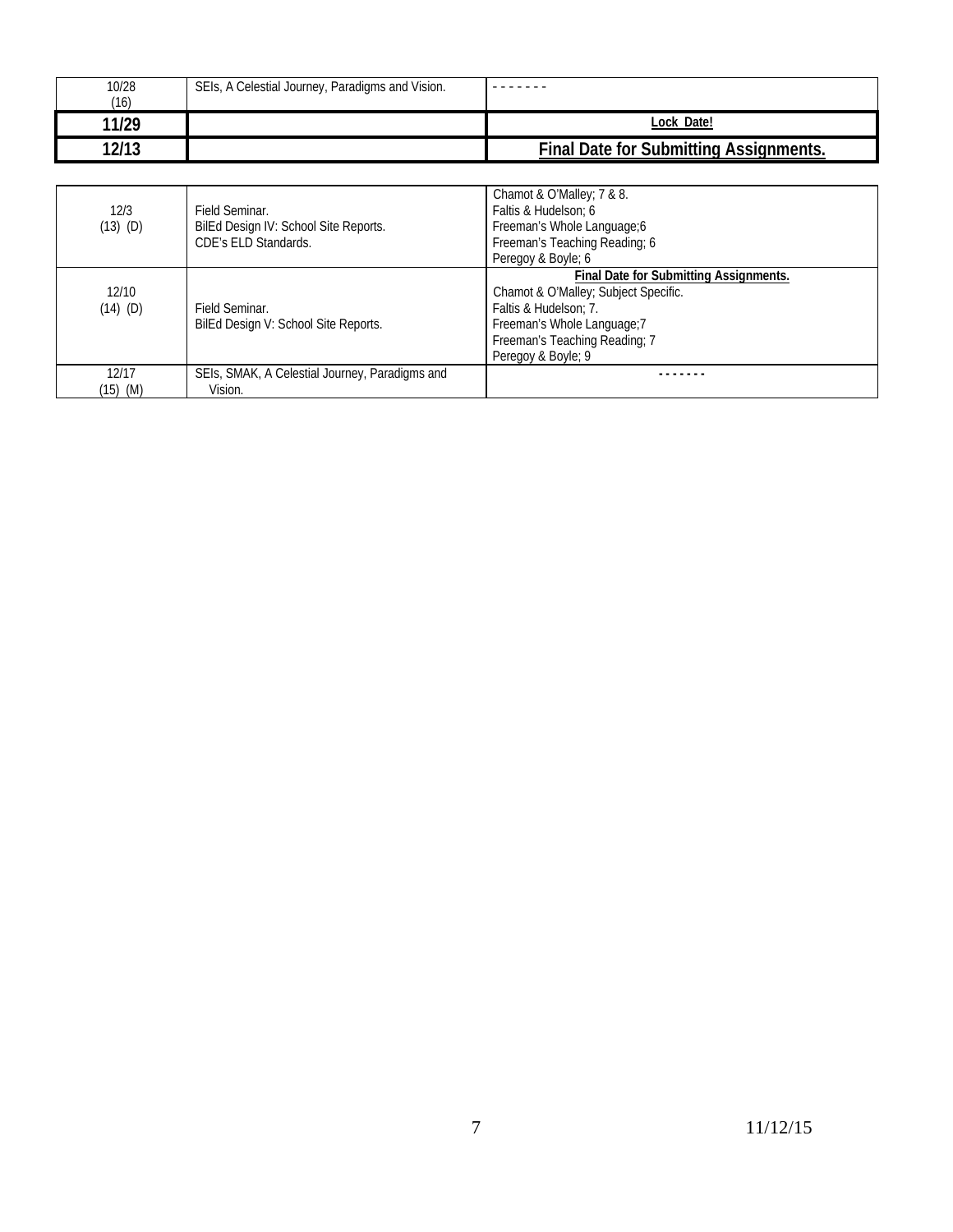| | | |
|---|---|---|
| 10/28 (16) | SEIs, A Celestial Journey, Paradigms and Vision. | - - - - - - - |
| **11/29** | | **Lock Date!** |
| **12/13** | | **Final Date for Submitting Assignments.** |

| | | |
|---|---|---|
| 12/3 (13) (D) | Field Seminar.<br>BilEd Design IV: School Site Reports.<br>CDE's ELD Standards. | Chamot & O'Malley; 7 & 8.<br>Faltis & Hudelson; 6<br>Freeman's Whole Language;6<br>Freeman's Teaching Reading; 6<br>Peregoy & Boyle; 6 |
| 12/10 (14) (D) | Field Seminar.<br>BilEd Design V: School Site Reports. | **Final Date for Submitting Assignments.**<br>Chamot & O'Malley; Subject Specific.<br>Faltis & Hudelson; 7.<br>Freeman's Whole Language;7<br>Freeman's Teaching Reading; 7<br>Peregoy & Boyle; 9 |
| 12/17 (15) (M) | SEIs, SMAK, A Celestial Journey, Paradigms and Vision. | - - - - - - - |

11/12/15